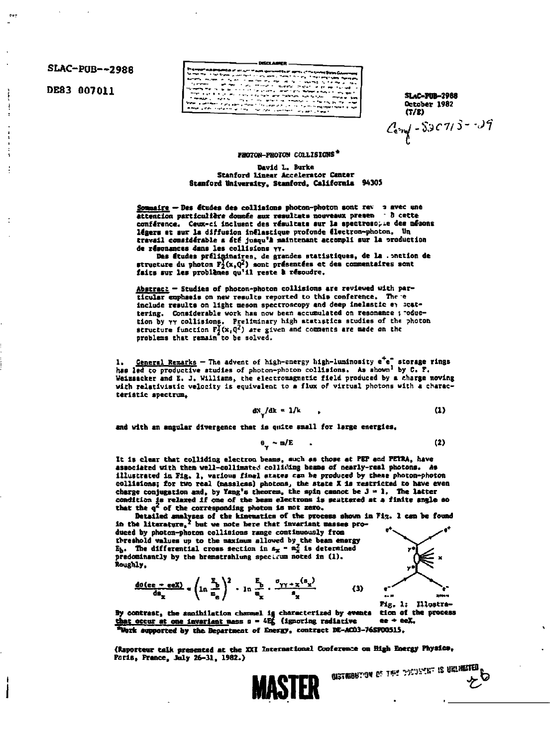SLAC-PUB--2988

DE83 007011

SLAC-PUB-2988
October 1982
(T/E)

Conf-820715--09

# PHOTON-PHOTON COLLISIONS*

David L. Burke
Stanford Linear Accelerator Center
Stanford University, Stanford, California 94305

**Sommaire** — Des études des collisions photon-photon sont revues avec une attention particulière donnée aux résultats nouveaux presentés à cette conférence. Ceux-ci incluent des résultats sur la spectroscopie des mésons légers et sur la diffusion inélastique profonde électron-photon. Un travail considérable a été jusqu'à maintenant accompli sur la production de résonances dans les collisions $\gamma\gamma$.

Des études préliminaires, de grandes statistiques, de la fonction de structure du photon $F_2^\gamma(x,Q^2)$ sont présentées et des commentaires sont faits sur les problèmes qu'il reste à résoudre.

**Abstract** — Studies of photon-photon collisions are reviewed with particular emphasis on new results reported to this conference. These include results on light meson spectroscopy and deep inelastic e$\gamma$ scattering. Considerable work has now been accumulated on resonance production by $\gamma\gamma$ collisions. Preliminary high statistics studies of the photon structure function $F_2^\gamma(x,Q^2)$ are given and comments are made on the problems that remain to be solved.

1. General Remarks — The advent of high-energy high-luminosity $e^+e^-$ storage rings has led to productive studies of photon-photon collisions. As shown[1] by C. F. Weizsacker and E. J. Williams, the electromagnetic field produced by a charge moving with relativistic velocity is equivalent to a flux of virtual photons with a characteristic spectrum,

$$dN_\gamma/dk \approx 1/k \quad , \tag{1}$$

and with an angular divergence that is quite small for large energies,

$$\theta_\gamma \sim m/E \quad . \tag{2}$$

It is clear that colliding electron beams, such as those at PEP and PETRA, have associated with them well-collimated colliding beams of nearly-real photons. As illustrated in Fig. 1, various final states can be produced by these photon-photon collisions; for two real (massless) photons, the state X is restricted to have even charge conjugation and, by Yang's theorem, the spin cannot be J = 1. The latter condition is relaxed if one of the beam electrons is scattered at a finite angle so that the $q^2$ of the corresponding photon is not zero.

Detailed analyses of the kinematics of the process shown in Fig. 1 can be found in the literature,[2] but we note here that invariant masses produced by photon-photon collisions range continuously from threshold values up to the maximum allowed by the beam energy $E_b$. The differential cross section in $s_x = m_x^2$ is determined predominantly by the bremsstrahlung spectrum noted in (1). Roughly,

$$\frac{d\sigma(ee \to eeX)}{ds_x} \propto \left(\ln\frac{E_b}{m_e}\right)^2 \cdot \ln\frac{E_b}{m_x} \cdot \frac{\sigma_{\gamma\gamma\to X}(s_x)}{s_x} \tag{3}$$

Fig. 1: Illustration of the process ee → eeX.

By contrast, the annihilation channel is characterized by events that occur at one invariant mass $s = 4E_b^2$ (ignoring radiative

*Work supported by the Department of Energy, contract DE-AC03-76SF00515.

(Raporteur talk presented at the XXI International Conference on High Energy Physics, Paris, France, July 26-31, 1982.)

MASTER

DISTRIBUTION OF THIS DOCUMENT IS UNLIMITED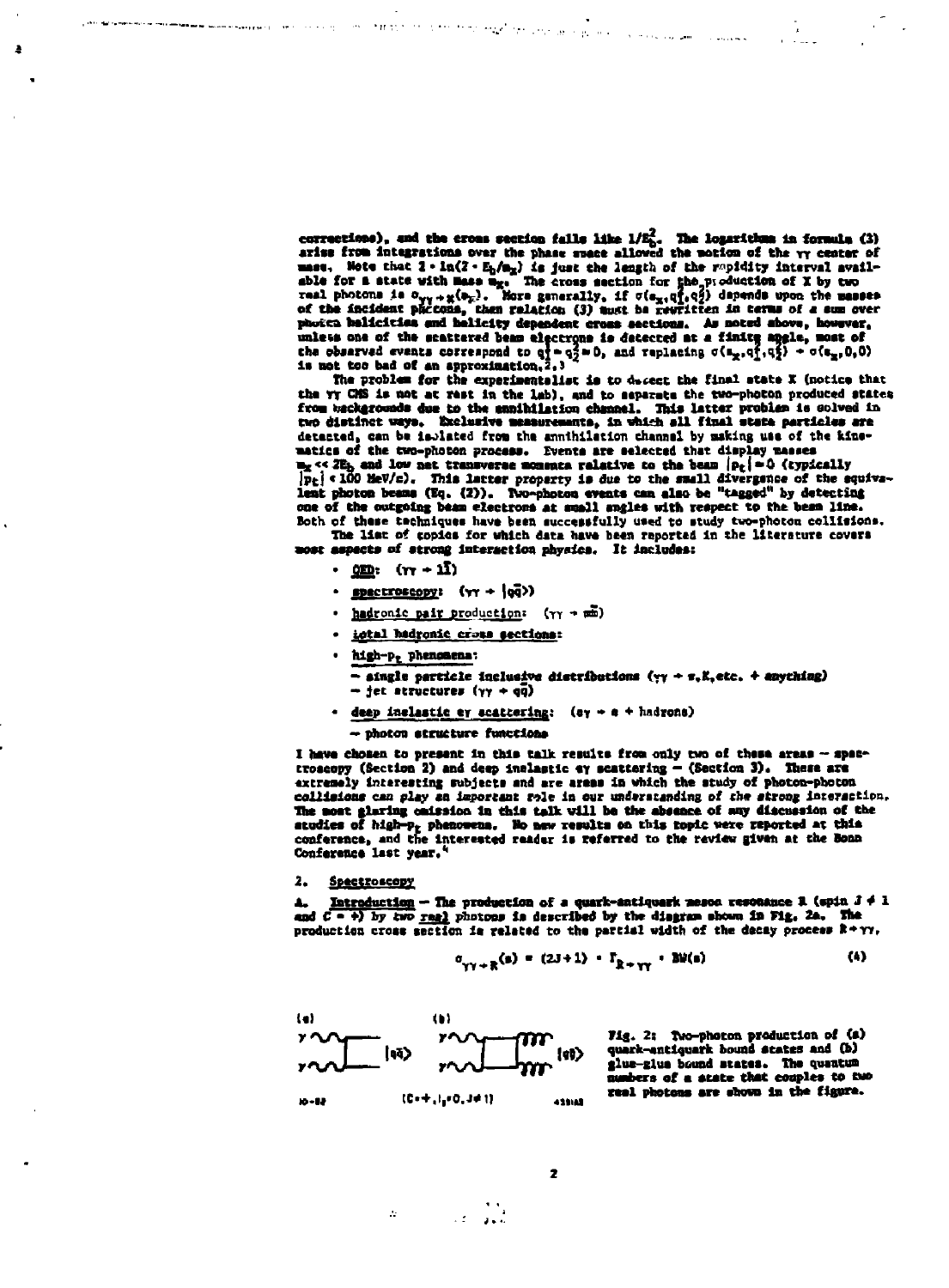corrections), and the cross section falls like $1/E_b^2$. The logarithms in formula (3) arise from integrations over the phase space allowed the motion of the $\gamma\gamma$ center of mass. Note that $2 \cdot \ln(2 \cdot E_b/m_X)$ is just the length of the rapidity interval available for a state with mass $m_X$. The cross section for the production of X by two real photons is $\sigma_{\gamma\gamma \to X}(m_X)$. More generally, if $\sigma(m_X, q_1^2, q_2^2)$ depends upon the masses of the incident photons, then relation (3) must be rewritten in terms of a sum over photon helicities and helicity dependent cross sections. As noted above, however, unless one of the scattered beam electrons is detected at a finite angle, most of the observed events correspond to $q_1^2 = q_2^2 \approx 0$, and replacing $\sigma(m_X, q_1^2, q_2^2) \to \sigma(m_X, 0, 0)$ is not too bad of an approximation.[2,3]

The problem for the experimentalist is to detect the final state X (notice that the $\gamma\gamma$ CMS is not at rest in the lab), and to separate the two-photon produced states from backgrounds due to the annihilation channel. This latter problem is solved in two distinct ways. Exclusive measurements, in which all final state particles are detected, can be isolated from the annihilation channel by making use of the kinematics of the two-photon process. Events are selected that display masses $m_X \ll 2E_b$ and low net transverse momenta relative to the beam $|p_t| \approx 0$ (typically $|p_t| < 100$ MeV/c). This latter property is due to the small divergence of the equivalent photon beams (Eq. (2)). Two-photon events can also be "tagged" by detecting one of the outgoing beam electrons at small angles with respect to the beam line. Both of these techniques have been successfully used to study two-photon collisions.

The list of topics for which data have been reported in the literature covers most aspects of strong interaction physics. It includes:

- QED: $(\gamma\gamma \to l\bar{l})$
- spectroscopy: $(\gamma\gamma \to |q\bar{q}\rangle)$
- hadronic pair production: $(\gamma\gamma \to m\bar{m})$
- total hadronic cross sections:
- high-$p_t$ phenomena:
  - single particle inclusive distributions ($\gamma\gamma \to \pi, K$, etc. + anything)
  - jet structures ($\gamma\gamma \to q\bar{q}$)
- deep inelastic e$\gamma$ scattering: ($e\gamma \to e$ + hadrons)
  - photon structure functions

I have chosen to present in this talk results from only two of these areas — spectroscopy (Section 2) and deep inelastic e$\gamma$ scattering — (Section 3). These are extremely interesting subjects and are areas in which the study of photon-photon collisions can play an important role in our understanding of the strong interaction. The most glaring omission in this talk will be the absence of any discussion of the studies of high-$p_t$ phenomena. No new results on this topic were reported at this conference, and the interested reader is referred to the review given at the Bonn Conference last year.[4]

## 2. Spectroscopy

A. Introduction — The production of a quark-antiquark meson resonance R (spin $J \neq 1$ and $C = +$) by two real photons is described by the diagram shown in Fig. 2a. The production cross section is related to the partial width of the decay process $R \to \gamma\gamma$,

$$\sigma_{\gamma\gamma \to R}(s) = (2J+1) \cdot \Gamma_{R \to \gamma\gamma} \cdot BW(s) \tag{4}$$

(a) $|q\bar{q}\rangle$ (b) $|gg\rangle$ $(C=+, I_3=0, J\neq 1)$

Fig. 2: Two-photon production of (a) quark-antiquark bound states and (b) glue-glue bound states. The quantum numbers of a state that couples to two real photons are shown in the figure.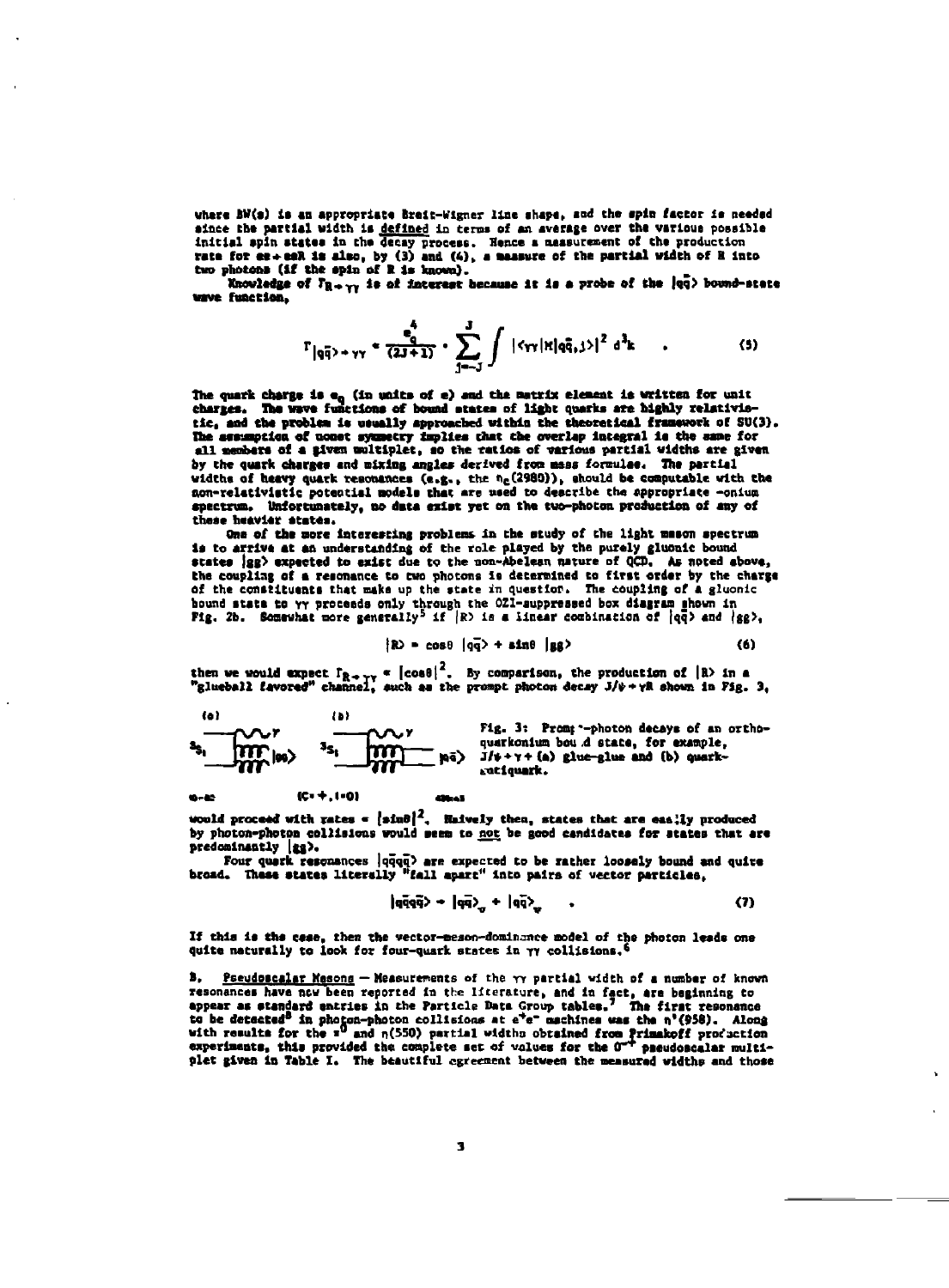where BW(s) is an appropriate Breit-Wigner line shape, and the spin factor is needed since the partial width is defined in terms of an average over the various possible initial spin states in the decay process. Hence a measurement of the production rate for $ee \to eeR$ is also, by (3) and (4), a measure of the partial width of R into two photons (if the spin of R is known).

Knowledge of $\Gamma_{R\to\gamma\gamma}$ is of interest because it is a probe of the $|q\bar{q}\rangle$ bound-state wave function,

$$\Gamma_{|q\bar{q}\rangle\to\gamma\gamma} = \frac{e_q^4}{(2J+1)} \cdot \sum_{j=-J}^{J} \int |\langle\gamma\gamma|H|q\bar{q},j\rangle|^2 \, d^3k \quad . \tag{5}$$

The quark charge is $e_q$ (in units of e) and the matrix element is written for unit charges. The wave functions of bound states of light quarks are highly relativistic, and the problem is usually approached within the theoretical framework of SU(3). The assumption of nonet symmetry implies that the overlap integral is the same for all members of a given multiplet, so the ratios of various partial widths are given by the quark charges and mixing angles derived from mass formulae. The partial widths of heavy quark resonances (e.g., the $\eta_c(2980)$), should be computable with the non-relativistic potential models that are used to describe the appropriate -onium spectrum. Unfortunately, no data exist yet on the two-photon production of any of these heavier states.

One of the more interesting problems in the study of the light meson spectrum is to arrive at an understanding of the role played by the purely gluonic bound states $|gg\rangle$ expected to exist due to the non-Abelean nature of QCD. As noted above, the coupling of a resonance to two photons is determined to first order by the charge of the constituents that make up the state in question. The coupling of a gluonic bound state to $\gamma\gamma$ proceeds only through the OZI-suppressed box diagram shown in Fig. 2b. Somewhat more generally[5] if $|R\rangle$ is a linear combination of $|q\bar{q}\rangle$ and $|gg\rangle$,

$$|R\rangle = \cos\theta \; |q\bar{q}\rangle + \sin\theta \; |gg\rangle \tag{6}$$

then we would expect $\Gamma_{R\to\gamma\gamma} \propto |\cos\theta|^2$. By comparison, the production of $|R\rangle$ in a "glueball favored" channel, such as the prompt photon decay $J/\psi \to \gamma R$ shown in Fig. 3,

Fig. 3: Prompt-photon decays of an orthoquarkonium bound state, for example, $J/\psi \to \gamma +$ (a) glue-glue and (b) quark-antiquark.

would proceed with rates $\propto |\sin\theta|^2$. Naively then, states that are easily produced by photon-photon collisions would seem to not be good candidates for states that are predominantly $|gg\rangle$.

Four quark resonances $|q\bar{q}q\bar{q}\rangle$ are expected to be rather loosely bound and quite broad. These states literally "fall apart" into pairs of vector particles,

$$|q\bar{q}q\bar{q}\rangle \to |q\bar{q}\rangle_v + |q\bar{q}\rangle_v \quad . \tag{7}$$

If this is the case, then the vector-meson-dominance model of the photon leads one quite naturally to look for four-quark states in $\gamma\gamma$ collisions.[6]

**B. Pseudoscalar Mesons** — Measurements of the $\gamma\gamma$ partial width of a number of known resonances have now been reported in the literature, and in fact, are beginning to appear as standard entries in the Particle Data Group tables.[7] The first resonance to be detected[8] in photon-photon collisions at $e^+e^-$ machines was the $\eta'(958)$. Along with results for the $\pi^0$ and $\eta(550)$ partial widths obtained from Primakoff production experiments, this provided the complete set of values for the $0^{-+}$ pseudoscalar multiplet given in Table I. The beautiful agreement between the measured widths and those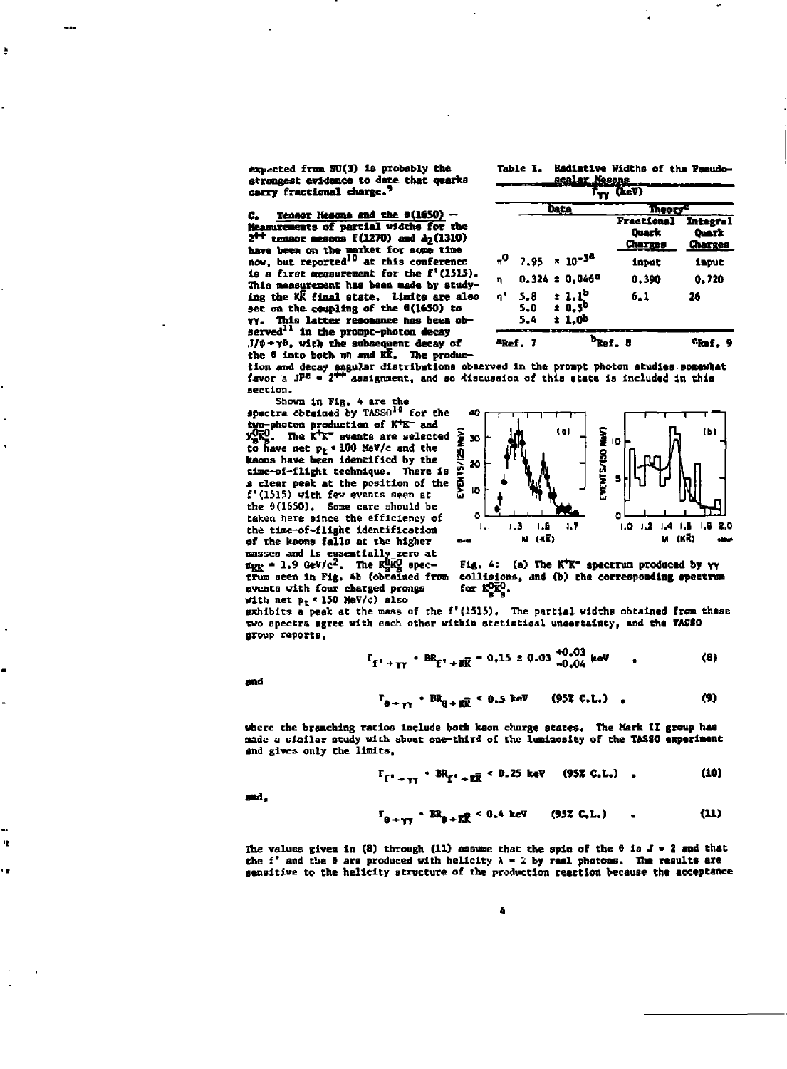expected from SU(3) is probably the strongest evidence to date that quarks carry fractional charge.[9]

### C. Tensor Mesons and the θ(1650) —

Measurements of partial widths for the $2^{++}$ tensor mesons f(1270) and $A_2$(1310) have been on the market for some time now, but reported[10] at this conference is a first measurement for the f'(1515). This measurement has been made by studying the $K\bar{K}$ final state. Limits are also set on the coupling of the θ(1650) to γγ. This latter resonance has been observed[11] in the prompt-photon decay $J/\psi \to \gamma\theta$, with the subsequent decay of the θ into both ηη and $K\bar{K}$. The production and decay angular distributions observed in the prompt photon studies somewhat favor a $J^{PC} = 2^{++}$ assignment, and so discussion of this state is included in this section.

Table I. Radiative Widths of the Pseudoscalar Mesons

| | $\Gamma_{\gamma\gamma}$ (keV) | | |
|---|---|---|---|
| | Data | Theory[c] | |
| | | Fractional Quark Charges | Integral Quark Charges |
| $\pi^0$ | $7.95 \times 10^{-3}$ [a] | input | input |
| η | $0.324 \pm 0.046$ [a] | 0.390 | 0.720 |
| η' | $5.8 \pm 1.1$ [b] | 6.1 | 26 |
| | $5.0 \pm 0.5$ [b] | | |
| | $5.4 \pm 1.0$ [b] | | |

[a] Ref. 7 [b] Ref. 8 [c] Ref. 9

Shown in Fig. 4 are the spectra obtained by TASSO[10] for the two-photon production of $K^+K^-$ and $K^0_SK^0_S$. The $K^+K^-$ events are selected to have net $p_t < 100$ MeV/c and the kaons have been identified by the time-of-flight technique. There is a clear peak at the position of the f'(1515) with few events seen at the θ(1650). Some care should be taken here since the efficiency of the time-of-flight identification of the kaons falls at the higher masses and is essentially zero at $m_{KK} = 1.9$ GeV/$c^2$. The $K^0_SK^0_S$ spectrum seen in Fig. 4b (obtained from events with four charged prongs with net $p_t < 150$ MeV/c) also exhibits a peak at the mass of the f'(1515). The partial widths obtained from these two spectra agree with each other within statistical uncertainty, and the TASSO group reports,

Fig. 4: (a) The $K^+K^-$ spectrum produced by γγ collisions, and (b) the corresponding spectrum for $K^0_SK^0_S$.

$$\Gamma_{f' \to \gamma\gamma} \cdot BR_{f' \to K\bar{K}} = 0.15 \pm 0.03 \, {}^{+0.03}_{-0.04} \text{ keV} \quad , \tag{8}$$

and

$$\Gamma_{\theta \to \gamma\gamma} \cdot BR_{\theta \to K\bar{K}} < 0.5 \text{ keV} \quad (95\% \text{ C.L.}) \quad , \tag{9}$$

where the branching ratios include both kaon charge states. The Mark II group has made a similar study with about one-third of the luminosity of the TASSO experiment and gives only the limits,

$$\Gamma_{f' \to \gamma\gamma} \cdot BR_{f' \to K\bar{K}} < 0.25 \text{ keV} \quad (95\% \text{ C.L.}) \quad , \tag{10}$$

and,

$$\Gamma_{\theta \to \gamma\gamma} \cdot BR_{\theta \to K\bar{K}} < 0.4 \text{ keV} \quad (95\% \text{ C.L.}) \quad . \tag{11}$$

The values given in (8) through (11) assume that the spin of the θ is J = 2 and that the f' and the θ are produced with helicity λ = 2 by real photons. The results are sensitive to the helicity structure of the production reaction because the acceptance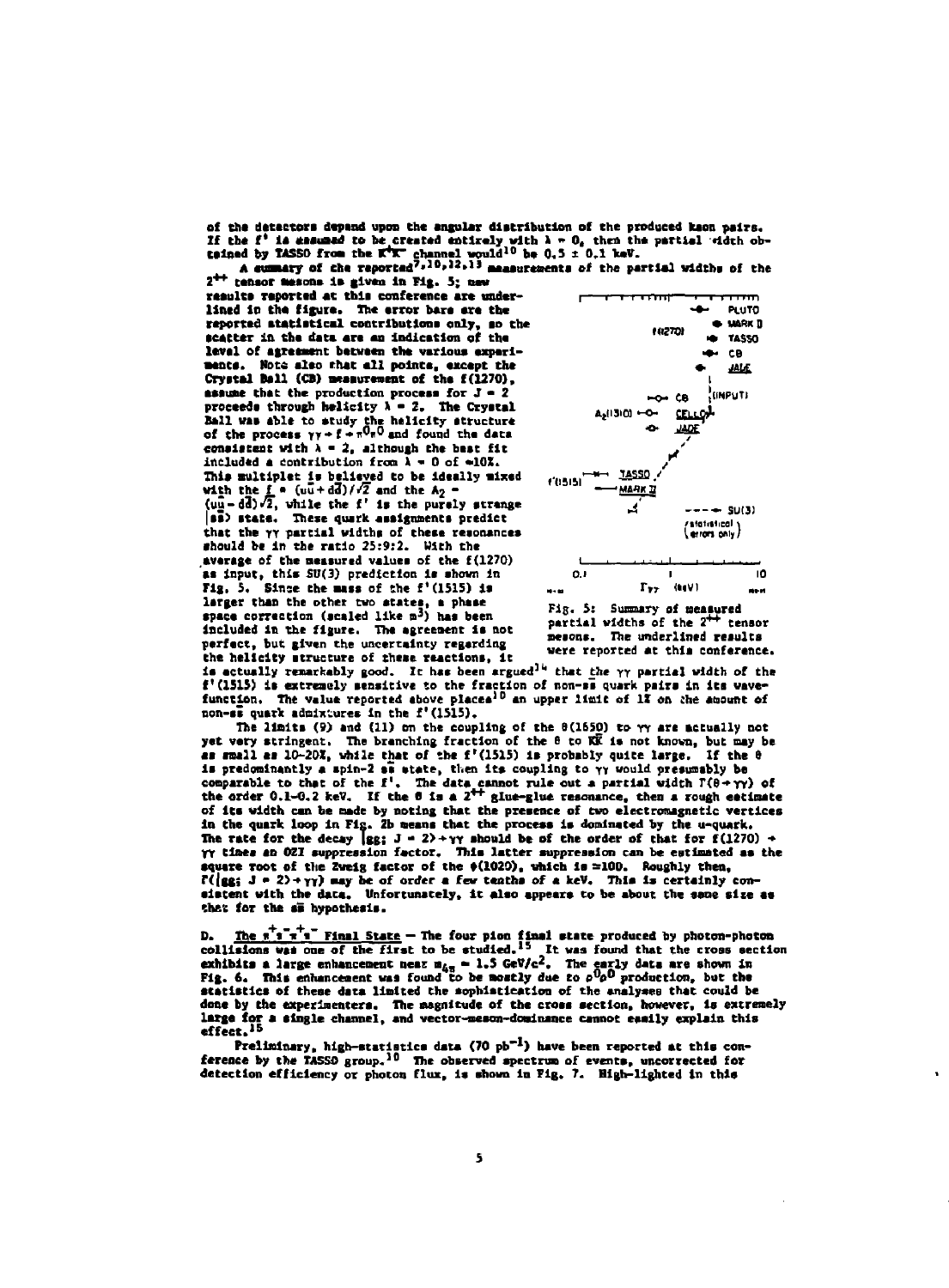of the detectors depend upon the angular distribution of the produced kaon pairs. If the f' is assumed to be created entirely with $\lambda = 0$, then the partial width obtained by TASSO from the $K^+K^-$ channel would[10] be $0.5 \pm 0.1$ keV.

A summary of the reported[7,10,12,13] measurements of the partial widths of the $2^{++}$ tensor mesons is given in Fig. 5; new results reported at this conference are underlined in the figure. The error bars are the reported statistical contributions only, so the scatter in the data are an indication of the level of agreement between the various experiments. Note also that all points, except the Crystal Ball (CB) measurement of the f(1270), assume that the production process for $J = 2$ proceeds through helicity $\lambda = 2$. The Crystal Ball was able to study the helicity structure of the process $\gamma\gamma \to f \to \pi^0\pi^0$ and found the data consistent with $\lambda = 2$, although the best fit included a contribution from $\lambda = 0$ of $\approx 10\%$. This multiplet is believed to be ideally mixed with the $f = (u\bar{u} + d\bar{d})/\sqrt{2}$ and the $A_2 = (u\bar{u} - d\bar{d})\sqrt{2}$, while the f' is the purely strange $|s\bar{s}\rangle$ state. These quark assignments predict that the $\gamma\gamma$ partial widths of these resonances should be in the ratio 25:9:2. With the average of the measured values of the f(1270) as input, this SU(3) prediction is shown in Fig. 5. Since the mass of the f'(1515) is larger than the other two states, a phase space correction (scaled like $m^3$) has been included in the figure. The agreement is not perfect, but given the uncertainty regarding the helicity structure of these reactions, it is actually remarkably good. It has been argued[14] that the $\gamma\gamma$ partial width of the f'(1515) is extremely sensitive to the fraction of non-$s\bar{s}$ quark pairs in its wavefunction. The value reported above places[10] an upper limit of 1% on the amount of non-$s\bar{s}$ quark admixtures in the f'(1515).

Fig. 5: Summary of measured partial widths of the $2^{++}$ tensor mesons. The underlined results were reported at this conference.

The limits (9) and (11) on the coupling of the $\theta(1650)$ to $\gamma\gamma$ are actually not yet very stringent. The branching fraction of the $\theta$ to $K\bar{K}$ is not known, but may be as small as 10-20%, while that of the f'(1515) is probably quite large. If the $\theta$ is predominantly a spin-2 $s\bar{s}$ state, then its coupling to $\gamma\gamma$ would presumably be comparable to that of the f'. The data cannot rule out a partial width $\Gamma(\theta \to \gamma\gamma)$ of the order 0.1-0.2 keV. If the $\theta$ is a $2^{++}$ glue-glue resonance, then a rough estimate of its width can be made by noting that the presence of two electromagnetic vertices in the quark loop in Fig. 2b means that the process is dominated by the u-quark. The rate for the decay $|gg; J = 2\rangle \to \gamma\gamma$ should be of the order of that for $f(1270) \to \gamma\gamma$ times an OZI suppression factor. This latter suppression can be estimated as the square root of the Zweig factor of the $\phi(1020)$, which is $\approx 100$. Roughly then, $\Gamma(|gg; J = 2\rangle \to \gamma\gamma)$ may be of order a few tenths of a keV. This is certainly consistent with the data. Unfortunately, it also appears to be about the same size as that for the $s\bar{s}$ hypothesis.

**D. The $\pi^+\pi^-\pi^+\pi^-$ Final State** — The four pion final state produced by photon-photon collisions was one of the first to be studied.[15] It was found that the cross section exhibits a large enhancement near $m_{4\pi} \approx 1.5$ GeV/$c^2$. The early data are shown in Fig. 6. This enhancement was found to be mostly due to $\rho^0\rho^0$ production, but the statistics of these data limited the sophistication of the analyses that could be done by the experimenters. The magnitude of the cross section, however, is extremely large for a single channel, and vector-meson-dominance cannot easily explain this effect.[15]

Preliminary, high-statistics data (70 pb$^{-1}$) have been reported at this conference by the TASSO group.[10] The observed spectrum of events, uncorrected for detection efficiency or photon flux, is shown in Fig. 7. High-lighted in this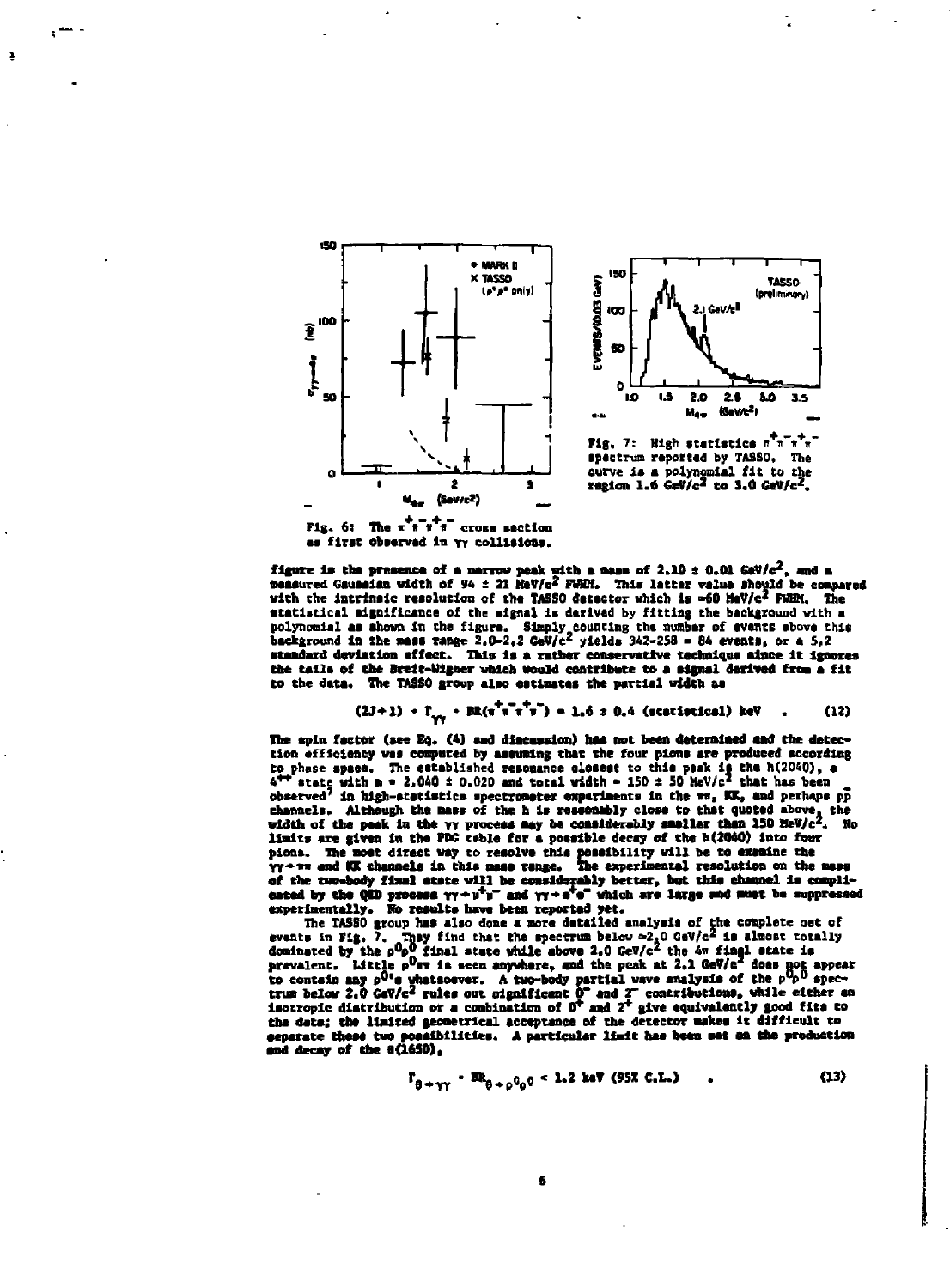Fig. 6: The $\pi^+\pi^-\pi^+\pi^-$ cross section as first observed in $\gamma\gamma$ collisions.

Fig. 7: High statistics $\pi^+\pi^-\pi^+\pi^-$ spectrum reported by TASSO. The curve is a polynomial fit to the region 1.6 GeV/$c^2$ to 3.0 GeV/$c^2$.

figure is the presence of a narrow peak with a mass of 2.10 ± 0.01 GeV/$c^2$, and a measured Gaussian width of 94 ± 21 MeV/$c^2$ FWHM. This latter value should be compared with the intrinsic resolution of the TASSO detector which is ≈60 MeV/$c^2$ FWHM. The statistical significance of the signal is derived by fitting the background with a polynomial as shown in the figure. Simply counting the number of events above this background in the mass range 2.0–2.2 GeV/$c^2$ yields 342–258 = 84 events, or a 5.2 standard deviation effect. This is a rather conservative technique since it ignores the tails of the Breit-Wigner which would contribute to a signal derived from a fit to the data. The TASSO group also estimates the partial width as

$$(2J+1) \cdot \Gamma_{\gamma\gamma} \cdot BR(\pi^+\pi^-\pi^+\pi^-) = 1.6 \pm 0.4 \text{ (statistical) keV} \quad . \qquad (12)$$

The spin factor (see Eq. (4) and discussion) has not been determined and the detection efficiency was computed by assuming that the four pions are produced according to phase space. The established resonance closest to this peak is the h(2040), a $4^{++}$ state with m = 2.040 ± 0.020 and total width = 150 ± 50 MeV/$c^2$ that has been observed[7] in high-statistics spectrometer experiments in the $\pi\pi$, $K\bar{K}$, and perhaps $p\bar{p}$ channels. Although the mass of the h is reasonably close to that quoted above, the width of the peak in the $\gamma\gamma$ process may be considerably smaller than 150 MeV/$c^2$. No limits are given in the PDG table for a possible decay of the h(2040) into four pions. The most direct way to resolve this possibility will be to examine the $\gamma\gamma \to \pi\pi$ and $K\bar{K}$ channels in this mass range. The experimental resolution on the mass of the two-body final state will be considerably better, but this channel is complicated by the QED process $\gamma\gamma \to \mu^+\mu^-$ and $\gamma\gamma \to e^+e^-$ which are large and must be suppressed experimentally. No results have been reported yet.

The TASSO group has also done a more detailed analysis of the complete set of events in Fig. 7. They find that the spectrum below ≈2.0 GeV/$c^2$ is almost totally dominated by the $\rho^0\rho^0$ final state while above 2.0 GeV/$c^2$ the $4\pi$ final state is prevalent. Little $\rho^0\pi\pi$ is seen anywhere, and the peak at 2.1 GeV/$c^2$ does not appear to contain any $\rho^0$'s whatsoever. A two-body partial wave analysis of the $\rho^0\rho^0$ spectrum below 2.0 GeV/$c^2$ rules out significant $0^-$ and $2^-$ contributions, while either an isotropic distribution or a combination of $0^+$ and $2^+$ give equivalently good fits to the data; the limited geometrical acceptance of the detector makes it difficult to separate these two possibilities. A particular limit has been set on the production and decay of the θ(1650),

$$\Gamma_{\theta \to \gamma\gamma} \cdot BR_{\theta \to \rho^0\rho^0} < 1.2 \text{ keV (95\% C.L.)} \quad . \qquad (13)$$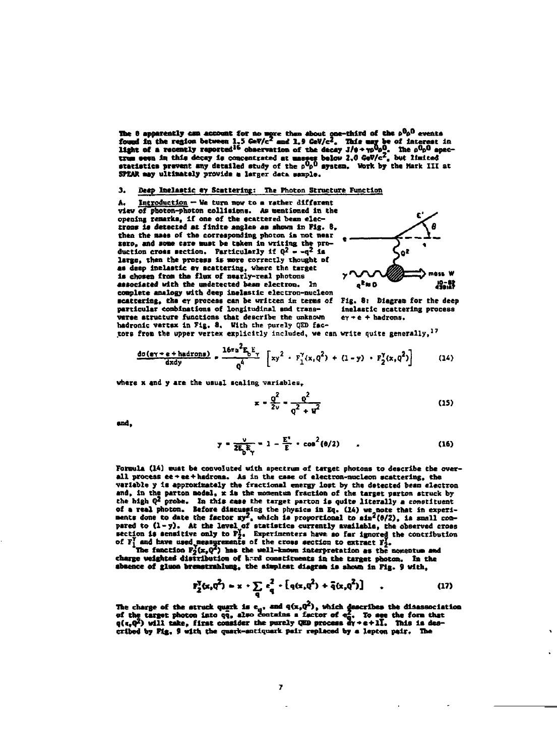The θ apparently can account for no more than about one-third of the $\rho^0\rho^0$ events found in the region between 1.5 GeV/$c^2$ and 1.9 GeV/$c^2$. This may be of interest in light of a recently reported[16] observation of the decay $J/\psi \rightarrow \gamma\rho^0\rho^0$. The $\rho^0\rho^0$ spectrum seen in this decay is concentrated at masses below 2.0 GeV/$c^2$, but limited statistics prevent any detailed study of the $\rho^0\rho^0$ system. Work by the Mark III at SPEAR may ultimately provide a larger data sample.

## 3. Deep Inelastic eγ Scattering: The Photon Structure Function

**A. Introduction** — We turn now to a rather different view of photon-photon collisions. As mentioned in the opening remarks, if one of the scattered beam electrons is detected at finite angles as shown in Fig. 8, then the mass of the corresponding photon is not near zero, and some care must be taken in writing the production cross section. Particularly if $Q^2 = -q^2$ is large, then the process is more correctly thought of as deep inelastic eγ scattering, where the target is chosen from the flux of nearly-real photons associated with the undetected beam electron. In complete analogy with deep inelastic electron-nucleon scattering, the eγ process can be written in terms of particular combinations of longitudinal and transverse structure functions that describe the unknown hadronic vertex in Fig. 8. With the purely QED factors from the upper vertex explicitly included, we can write quite generally,[17]

Fig. 8: Diagram for the deep inelastic scattering process $e\gamma \rightarrow e$ + hadrons.

$$\frac{d\sigma(e\gamma \rightarrow e + \text{hadrons})}{dx\,dy} = \frac{16\pi\alpha^2 E_b E_\gamma}{Q^4}\left[xy^2 \cdot F_1^\gamma(x,Q^2) + (1-y)\cdot F_2^\gamma(x,Q^2)\right] \qquad (14)$$

where x and y are the usual scaling variables,

$$x = \frac{Q^2}{2\nu} = \frac{Q^2}{Q^2 + W^2} \qquad (15)$$

and,

$$y = \frac{\nu}{2E_b E_\gamma} = 1 - \frac{E'}{E}\cdot\cos^2(\theta/2) \qquad . \qquad (16)$$

Formula (14) must be convoluted with spectrum of target photons to describe the overall process ee → ee + hadrons. As in the case of electron-nucleon scattering, the variable y is approximately the fractional energy lost by the detected beam electron and, in the parton model, x is the momentum fraction of the target parton struck by the high $Q^2$ probe. In this case the target parton is quite literally a *constituent* of a real photon. Before discussing the physics in Eq. (14) we note that in experiments done to date the factor $xy^2$, which is proportional to $\sin^2(\theta/2)$, is small compared to $(1-y)$. At the level of statistics currently available, the observed cross section is sensitive only to $F_2^\gamma$. Experimenters have so far ignored the contribution of $F_1^\gamma$ and have used measurements of the cross section to extract $F_2^\gamma$.

The function $F_2^\gamma(x,Q^2)$ has the well-known interpretation as the momentum and charge weighted distribution of hard constituents in the target photon. In the absence of gluon bremsstrahlung, the simplest diagram is shown in Fig. 9 with,

$$F_2^\gamma(x,Q^2) = x\cdot\sum_q e_q^2\cdot\left[q(x,Q^2) + \bar{q}(x,Q^2)\right] \qquad . \qquad (17)$$

The charge of the struck quark is $e_q$, and $q(x,Q^2)$, which describes the disassociation of the target photon into $q\bar{q}$, also contains a factor of $e_q^2$. To see the form that $q(x,Q^2)$ will take, first consider the purely QED process $e\gamma \rightarrow e + l\bar{l}$. This is described by Fig. 9 with the quark-antiquark pair replaced by a lepton pair. The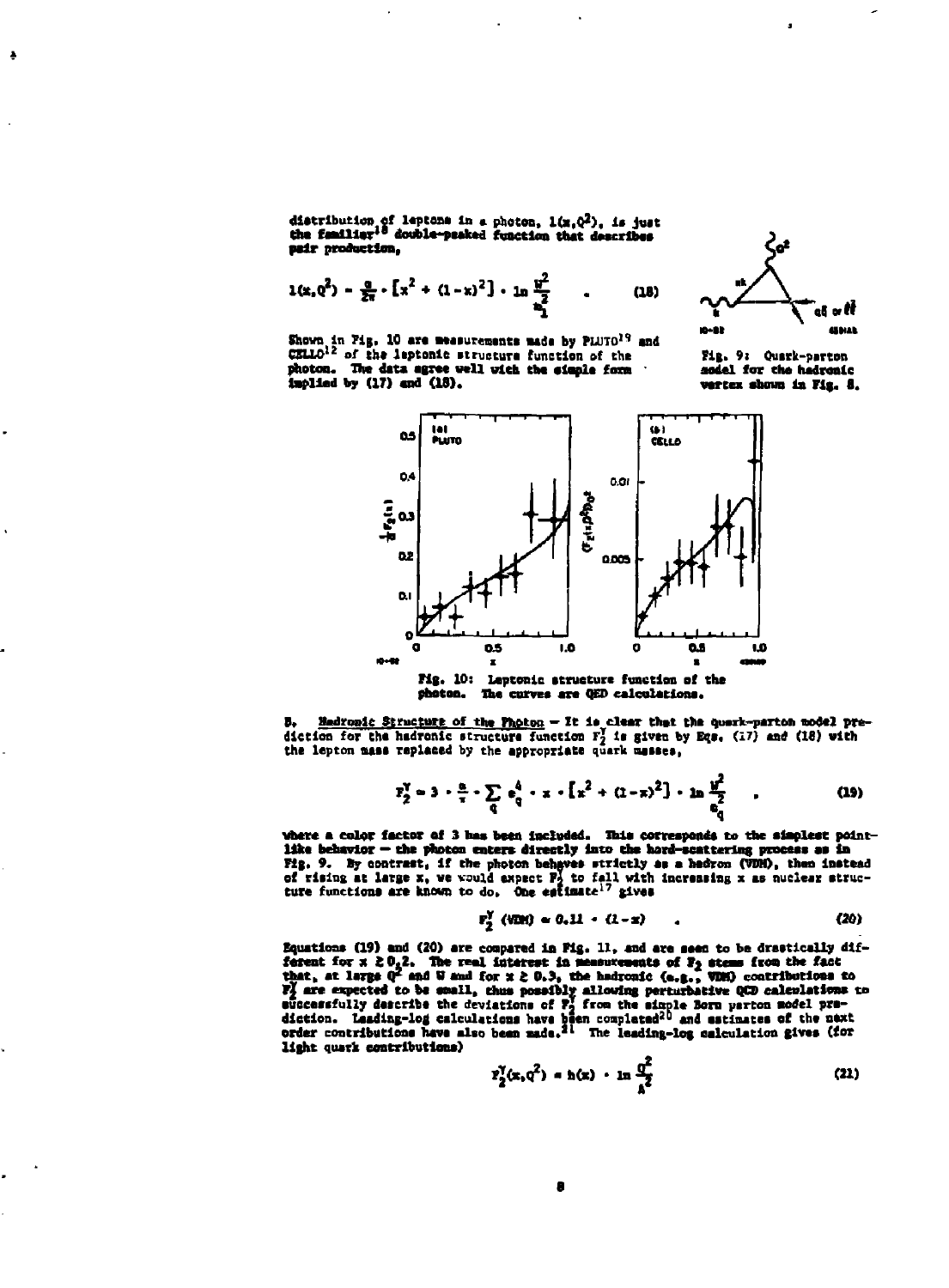distribution of leptons in a photon, $l(x,Q^2)$, is just the familiar[18] double-peaked function that describes pair production,

$$l(x,Q^2) = \frac{\alpha}{2\pi} \cdot \left[x^2 + (1-x)^2\right] \cdot \ln \frac{W^2}{m_l^2} \quad . \tag{18}$$

Shown in Fig. 10 are measurements made by PLUTO[19] and CELLO[12] of the leptonic structure function of the photon. The data agree well with the simple form implied by (17) and (18).

Fig. 9: Quark-parton model for the hadronic vertex shown in Fig. 8.

Fig. 10: Leptonic structure function of the photon. The curves are QED calculations.

B. Hadronic Structure of the Photon — It is clear that the quark-parton model prediction for the hadronic structure function $F_2^\gamma$ is given by Eqs. (17) and (18) with the lepton mass replaced by the appropriate quark masses,

$$F_2^\gamma = 3 \cdot \frac{\alpha}{\pi} \cdot \sum_q e_q^4 \cdot x \cdot \left[x^2 + (1-x)^2\right] \cdot \ln \frac{W^2}{m_q^2} \quad , \tag{19}$$

where a color factor of 3 has been included. This corresponds to the simplest pointlike behavior — the photon enters directly into the hard-scattering process as in Fig. 9. By contrast, if the photon behaves strictly as a hadron (VDM), then instead of rising at large x, we would expect $F_2^\gamma$ to fall with increasing x as nuclear structure functions are known to do. One estimate[17] gives

$$F_2^\gamma \text{ (VDM)} \approx 0.11 \cdot (1-x) \quad . \tag{20}$$

Equations (19) and (20) are compared in Fig. 11, and are seen to be drastically different for $x \gtrsim 0.2$. The real interest in measurements of $F_2$ stems from the fact that, at large $Q^2$ and W and for $x \gtrsim 0.3$, the hadronic (e.g., VDM) contributions to $F_2^\gamma$ are expected to be small, thus possibly allowing perturbative QCD calculations to successfully describe the deviations of $F_2^\gamma$ from the simple Born parton model prediction. Leading-log calculations have been completed[20] and estimates of the next order contributions have also been made.[21] The leading-log calculation gives (for light quark contributions)

$$F_2^\gamma(x,Q^2) = h(x) \cdot \ln \frac{Q^2}{\Lambda^2} \tag{21}$$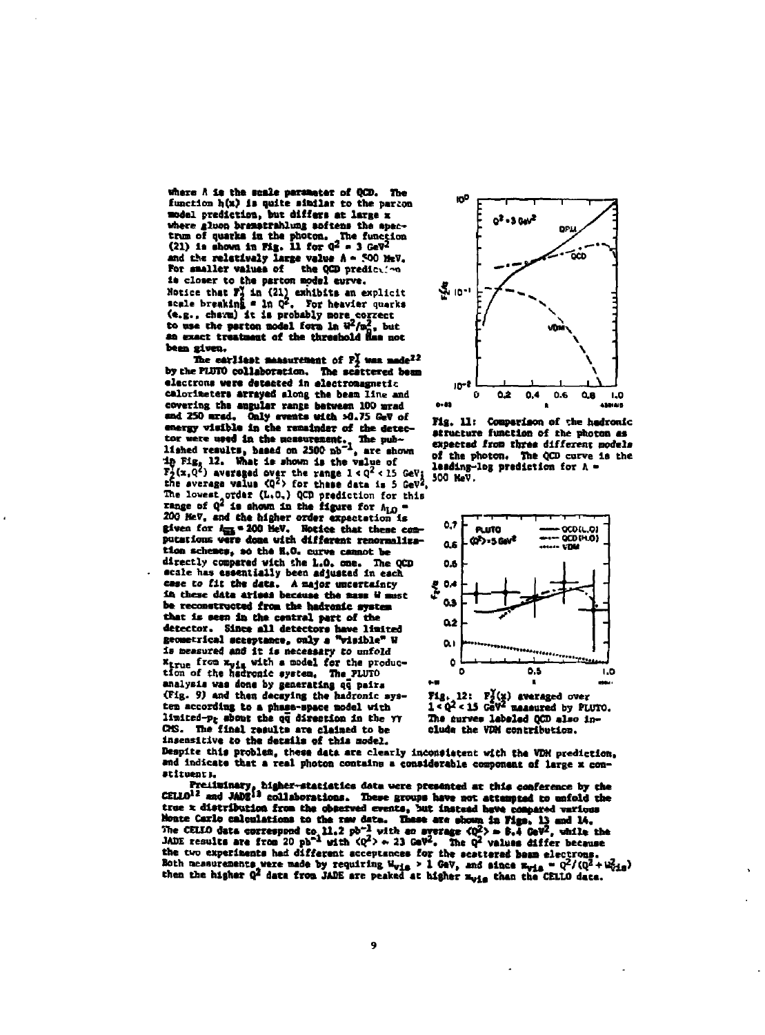where $\Lambda$ is the scale parameter of QCD. The function $h(x)$ is quite similar to the parton model prediction, but differs at large $x$ where gluon bremstrahlung softens the spectrum of quarks in the photon. The function (21) is shown in Fig. 11 for $Q^2 = 3$ GeV$^2$ and the relatively large value $\Lambda = 500$ MeV. For smaller values of the QCD prediction is closer to the parton model curve. Notice that $F_2^\gamma$ in (21) exhibits an explicit scale breaking $\propto \ln Q^2$. For heavier quarks (e.g., charm) it is probably more correct to use the parton model form $\ln W^2/m_q^2$, but an exact treatment of the threshold has not been given.

The earliest measurement of $F_2^\gamma$ was made[22] by the PLUTO collaboration. The scattered beam electrons were detected in electromagnetic calorimeters arrayed along the beam line and covering the angular range between 100 mrad and 250 mrad. Only events with >0.75 GeV of energy visible in the remainder of the detector were used in the measurement. The published results, based on 2500 nb$^{-1}$, are shown in Fig. 12. What is shown is the value of $F_2^\gamma(x,Q^2)$ averaged over the range $1 < Q^2 < 15$ GeV; the average value $\langle Q^2 \rangle$ for these data is 5 GeV$^2$. The lowest order (L.O.) QCD prediction for this range of $Q^2$ is shown in the figure for $\Lambda_{LO} = 200$ MeV, and the higher order expectation is given for $\Lambda_{\overline{MS}} = 200$ MeV. Notice that these computations were done with different renormalization schemes, so the H.O. curve cannot be directly compared with the L.O. one. The QCD scale has essentially been adjusted in each case to fit the data. A major uncertainty in these data arises because the mass $W$ must be reconstructed from the hadronic system that is seen in the central part of the detector. Since all detectors have limited geometrical acceptance, only a "visible" $W$ is measured and it is necessary to unfold $x_{true}$ from $x_{vis}$ with a model for the production of the hadronic system. The PLUTO analysis was done by generating $q\bar{q}$ pairs (Fig. 9) and then decaying the hadronic system according to a phase-space model with limited-$p_t$ about the $q\bar{q}$ direction in the $\gamma\gamma$ CMS. The final results are claimed to be insensitive to the details of this model. Despite this problem, these data are clearly inconsistent with the VDM prediction, and indicate that a real photon contains a considerable component of large $x$ constituents.

Fig. 11: Comparison of the hadronic structure function of the photon as expected from three different models of the photon. The QCD curve is the leading-log prediction for $\Lambda$ = 500 MeV.

Fig. 12: $F_2^\gamma(x)$ averaged over $1 < Q^2 < 15$ GeV$^2$ measured by PLUTO. The curves labeled QCD also include the VDM contribution.

Preliminary, higher-statistics data were presented at this conference by the CELLO[12] and JADE[13] collaborations. These groups have not attempted to unfold the true $x$ distribution from the observed events, but instead have compared various Monte Carlo calculations to the raw data. These are shown in Figs. 13 and 14. The CELLO data correspond to 11.2 pb$^{-1}$ with an average $\langle Q^2 \rangle \approx 8.4$ GeV$^2$, while the JADE results are from 20 pb$^{-1}$ with $\langle Q^2 \rangle \sim 23$ GeV$^2$. The $Q^2$ values differ because the two experiments had different acceptances for the scattered beam electrons. Both measurements were made by requiring $W_{vis} > 1$ GeV, and since $x_{vis} = Q^2/(Q^2 + W_{vis}^2)$ then the higher $Q^2$ data from JADE are peaked at higher $x_{vis}$ than the CELLO data.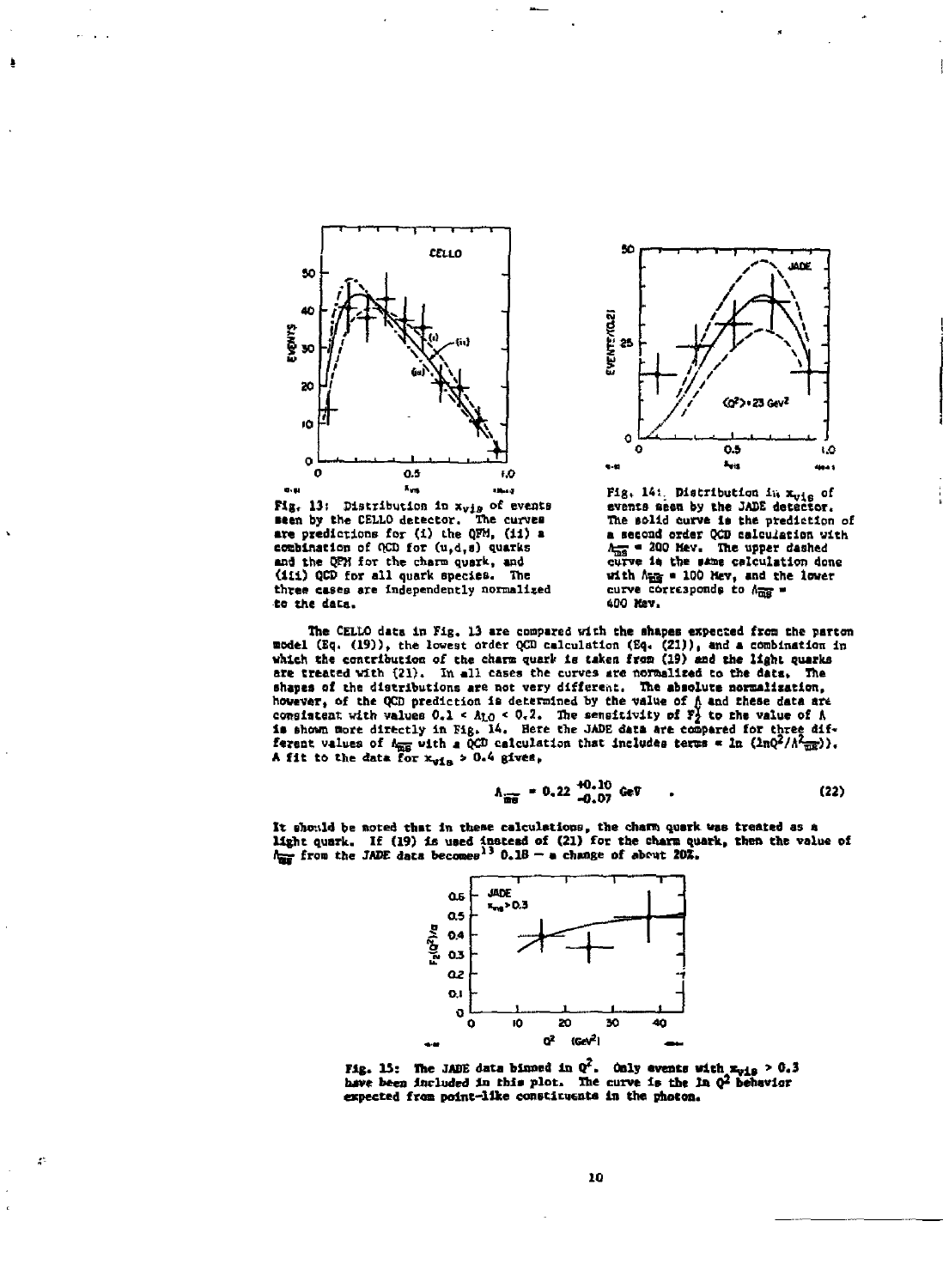Fig. 13: Distribution in $x_{vis}$ of events seen by the CELLO detector. The curves are predictions for (i) the QPM, (ii) a combination of QCD for (u,d,s) quarks and the QPM for the charm quark, and (iii) QCD for all quark species. The three cases are independently normalized to the data.

Fig. 14: Distribution in $x_{vis}$ of events seen by the JADE detector. The solid curve is the prediction of a second order QCD calculation with $\Lambda_{\overline{MS}} = 200$ MeV. The upper dashed curve is the same calculation done with $\Lambda_{\overline{MS}} = 100$ MeV, and the lower curve corresponds to $\Lambda_{\overline{MS}} = 400$ MeV.

The CELLO data in Fig. 13 are compared with the shapes expected from the parton model (Eq. (19)), the lowest order QCD calculation (Eq. (21)), and a combination in which the contribution of the charm quark is taken from (19) and the light quarks are treated with (21). In all cases the curves are normalized to the data. The shapes of the distributions are not very different. The absolute normalization, however, of the QCD prediction is determined by the value of $\Lambda$ and these data are consistent with values $0.1 < \Lambda_{LO} < 0.2$. The sensitivity of $F_2^\gamma$ to the value of $\Lambda$ is shown more directly in Fig. 14. Here the JADE data are compared for three different values of $\Lambda_{\overline{MS}}$ with a QCD calculation that includes terms $\propto \ln(\ln Q^2/\Lambda^2_{\overline{MS}})$. A fit to the data for $x_{vis} > 0.4$ gives,

$$\Lambda_{\overline{MS}} = 0.22 \,^{+0.10}_{-0.07} \text{ GeV} \quad . \tag{22}$$

It should be noted that in these calculations, the charm quark was treated as a light quark. If (19) is used instead of (21) for the charm quark, then the value of $\Lambda_{\overline{MS}}$ from the JADE data becomes[13] 0.18 — a change of about 20%.

Fig. 15: The JADE data binned in $Q^2$. Only events with $x_{vis} > 0.3$ have been included in this plot. The curve is the $\ln Q^2$ behavior expected from point-like constituents in the photon.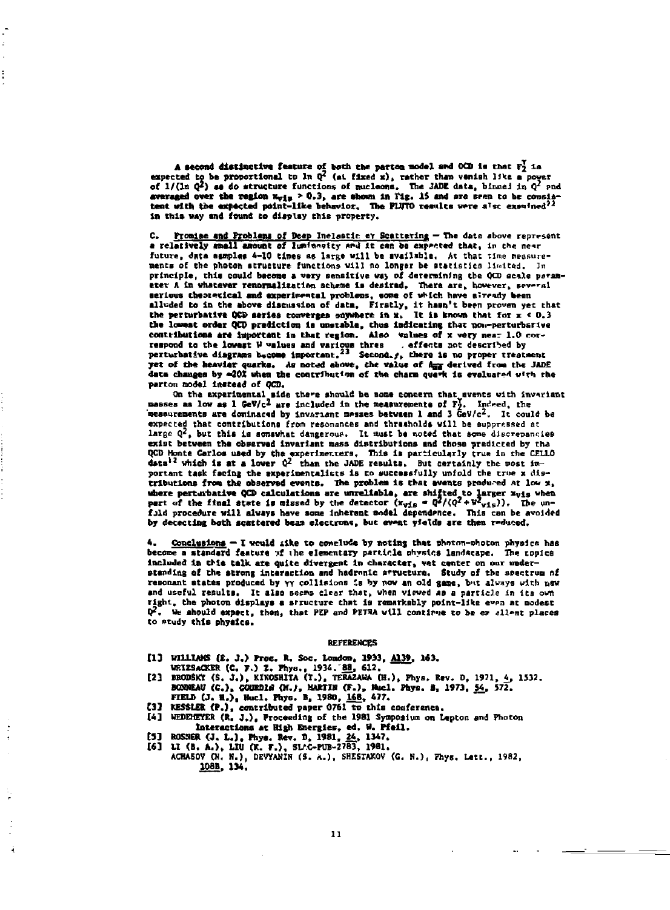A second distinctive feature of both the parton model and QCD is that $F_2^\gamma$ is expected to be proportional to $\ln Q^2$ (at fixed $x$), rather than vanish like a power of $1/(\ln Q^2)$ as do structure functions of nucleons. The JADE data, binned in $Q^2$ and averaged over the region $x_{vis} > 0.3$, are shown in Fig. 15 and are seen to be consistent with the expected point-like behavior. The PLUTO results were also examined[22] in this way and found to display this property.

C. Promise and Problems of Deep Inelastic e$\gamma$ Scattering — The data above represent a relatively small amount of luminosity and it can be expected that, in the near future, data samples 4-10 times as large will be available. At that time measurements of the photon structure functions will no longer be statistics limited. In principle, this could become a very sensitive way of determining the QCD scale parameter $\Lambda$ in whatever renormalization scheme is desired. There are, however, several serious theoretical and experimental problems, some of which have already been alluded to in the above discussion of data. Firstly, it hasn't been proven yet that the perturbative QCD series converges anywhere in $x$. It is known that for $x < 0.3$ the lowest order QCD prediction is unstable, thus indicating that non-perturbative contributions are important in that region. Also values of $x$ very near 1.0 correspond to the lowest $W$ values and various thres . effects not described by perturbative diagrams become important.[23] Secondly, there is no proper treatment yet of the heavier quarks. As noted above, the value of $\Lambda_{\overline{MS}}$ derived from the JADE data changes by $\approx$20% when the contribution of the charm quark is evaluated with the parton model instead of QCD.

On the experimental side there should be some concern that events with invariant masses as low as 1 GeV/$c^2$ are included in the measurements of $F_2^\gamma$. Indeed, the measurements are dominated by invariant masses between 1 and 3 GeV/$c^2$. It could be expected that contributions from resonances and thresholds will be suppressed at large $Q^2$, but this is somewhat dangerous. It must be noted that some discrepancies exist between the observed invariant mass distributions and those predicted by the QCD Monte Carlos used by the experimenters. This is particularly true in the CELLO data[12] which is at a lower $Q^2$ than the JADE results. But certainly the most important task facing the experimentalists is to successfully unfold the true $x$ distributions from the observed events. The problem is that events produced at low $x$, where perturbative QCD calculations are unreliable, are shifted to larger $x_{vis}$ when part of the final state is missed by the detector ($x_{vis} = Q^2/(Q^2 + W^2_{vis})$). The unfold procedure will always have some inherent model dependence. This can be avoided by detecting both scattered beam electrons, but event yields are then reduced.

4. Conclusions — I would like to conclude by noting that photon-photon physics has become a standard feature of the elementary particle physics landscape. The topics included in this talk are quite divergent in character, yet center on our understanding of the strong interaction and hadronic structure. Study of the spectrum of resonant states produced by $\gamma\gamma$ collisions is by now an old game, but always with new and useful results. It also seems clear that, when viewed as a particle in its own right, the photon displays a structure that is remarkably point-like even at modest $Q^2$. We should expect, then, that PEP and PETRA will continue to be excellent places to study this physics.

## REFERENCES

[1] WILLIAMS (E. J.) Proc. R. Soc. London, 1933, A139, 163.
WEIZSACKER (C. F.) Z. Phys., 1934, 88, 612.

[2] BRODSKY (S. J.), KINOSHITA (T.), TERAZAWA (H.), Phys. Rev. D, 1971, 4, 1532.
BONNEAU (G.), GOURDIN (M.), MARTIN (F.), Nucl. Phys. B, 1973, 54, 572.
FIELD (J. H.), Nucl. Phys. B, 1980, 168, 477.

[3] KESSLER (P.), contributed paper 0761 to this conference.

[4] WEDEMEYER (R. J.), Proceeding of the 1981 Symposium on Lepton and Photon Interactions at High Energies, ed. W. Pfeil.

[5] ROSNER (J. L.), Phys. Rev. D, 1981, 24, 1347.

[6] LI (B. A.), LIU (K. F.), SLAC-PUB-2783, 1981.
ACHASOV (N. N.), DEVYANIN (S. A.), SHESTAKOV (G. N.), Phys. Lett., 1982, 108B, 134.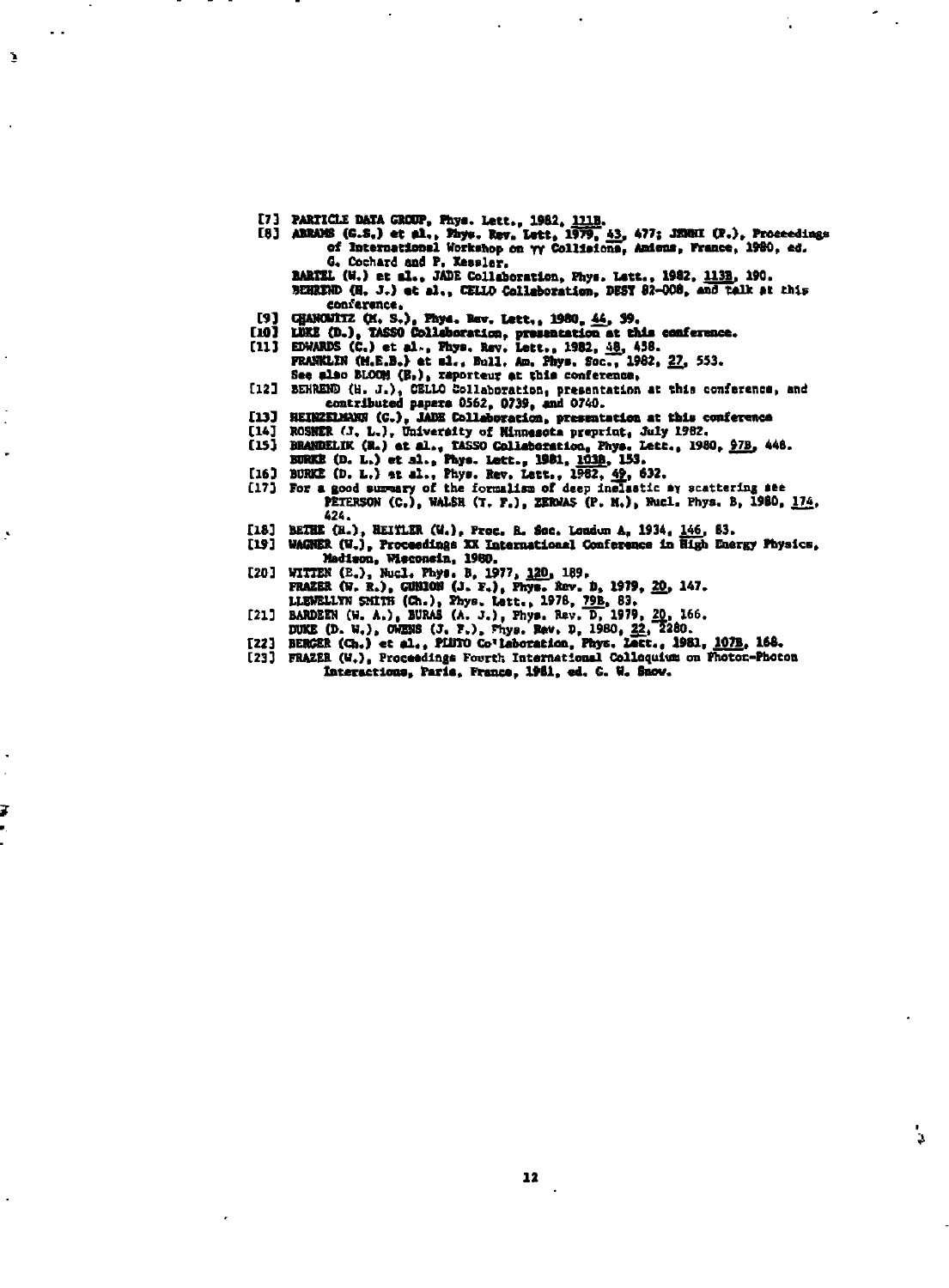[7] PARTICLE DATA GROUP, Phys. Lett., 1982, 111B.

[8] ABRAMS (G.S.) et al., Phys. Rev. Lett, 1979, 43, 477; JENNI (P.), Proceedings of International Workshop on γγ Collisions, Amiens, France, 1980, ed. G. Cochard and P. Kessler.
BARTEL (W.) et al., JADE Collaboration, Phys. Lett., 1982, 113B, 190.
BEHREND (H. J.) et al., CELLO Collaboration, DESY 82-008, and talk at this conference.

[9] CHANOWITZ (M. S.), Phys. Rev. Lett., 1980, 44, 59.

[10] LÜKE (D.), TASSO Collaboration, presentation at this conference.

[11] EDWARDS (C.) et al., Phys. Rev. Lett., 1982, 48, 458.
FRANKLIN (M.E.B.) et al., Bull. Am. Phys. Soc., 1982, 27, 553.
See also BLOOM (E.), rapporteur at this conference.

[12] BEHREND (H. J.), CELLO Collaboration, presentation at this conference, and contributed papers 0562, 0739, and 0740.

[13] HEINZELMANN (G.), JADE Collaboration, presentation at this conference

[14] ROSNER (J. L.), University of Minnesota preprint, July 1982.

[15] BRANDELIK (R.) et al., TASSO Collaboration, Phys. Lett., 1980, 97B, 448.
BURKE (D. L.) et al., Phys. Lett., 1981, 103B, 153.

[16] BURKE (D. L.) et al., Phys. Rev. Lett., 1982, 49, 632.

[17] For a good summary of the formalism of deep inelastic eγ scattering see PETERSON (C.), WALSH (T. F.), ZERWAS (P. M.), Nucl. Phys. B, 1980, 174, 424.

[18] BETHE (H.), HEITLER (W.), Proc. R. Soc. London A, 1934, 146, 83.

[19] WAGNER (W.), Proceedings XX International Conference in High Energy Physics, Madison, Wisconsin, 1980.

[20] WITTEN (E.), Nucl. Phys. B, 1977, 120, 189.
FRAZER (W. R.), GUNION (J. F.), Phys. Rev. D, 1979, 20, 147.
LLEWELLYN SMITH (Ch.), Phys. Lett., 1978, 79B, 83.

[21] BARDEEN (W. A.), BURAS (A. J.), Phys. Rev. D, 1979, 20, 166.
DUKE (D. W.), OWENS (J. F.), Phys. Rev. D, 1980, 22, 2280.

[22] BERGER (Ch.) et al., PLUTO Collaboration, Phys. Lett., 1981, 107B, 168.

[23] FRAZER (W.), Proceedings Fourth International Colloquium on Photon-Photon Interactions, Paris, France, 1981, ed. G. W. London.